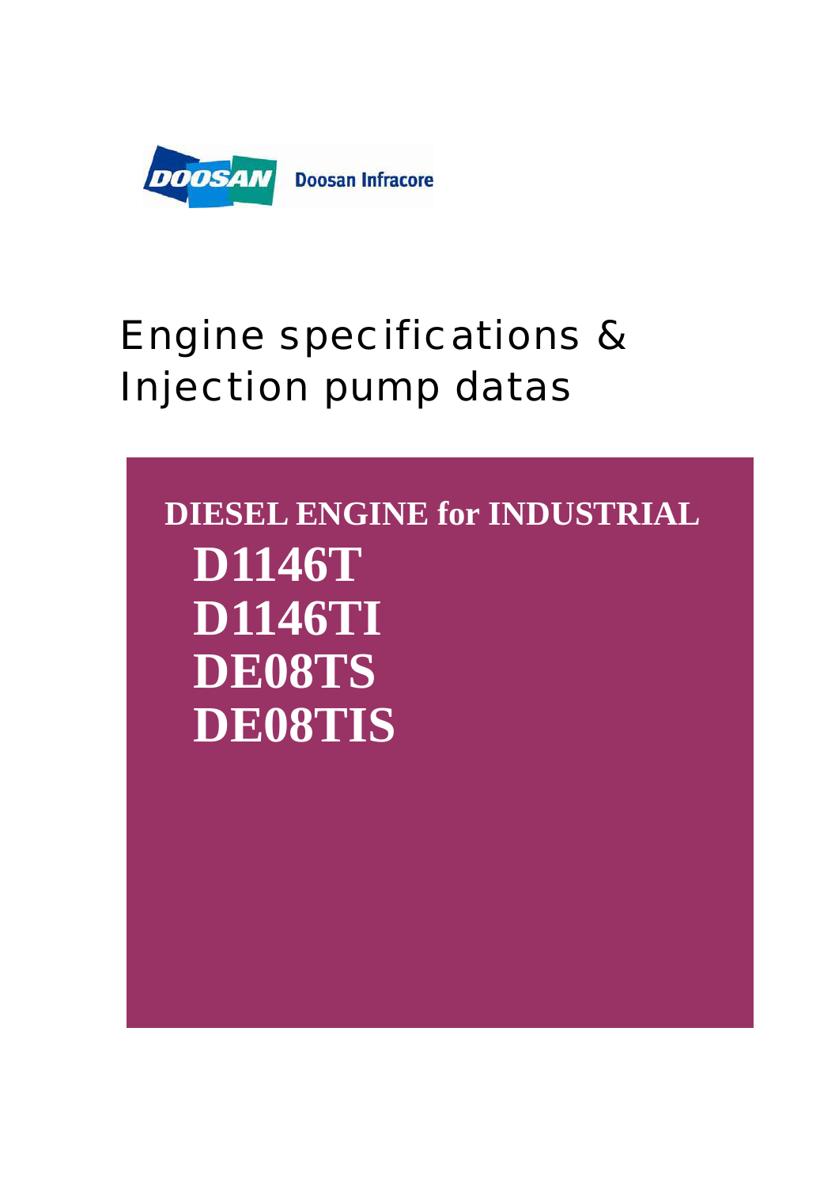DOOSAN Doosan Infracore

# Engine specifications & Injection pump datas

## DIESEL ENGINE for INDUSTRIAL

**D1146T**

**D1146TI**

**DE08TS**

**DE08TIS**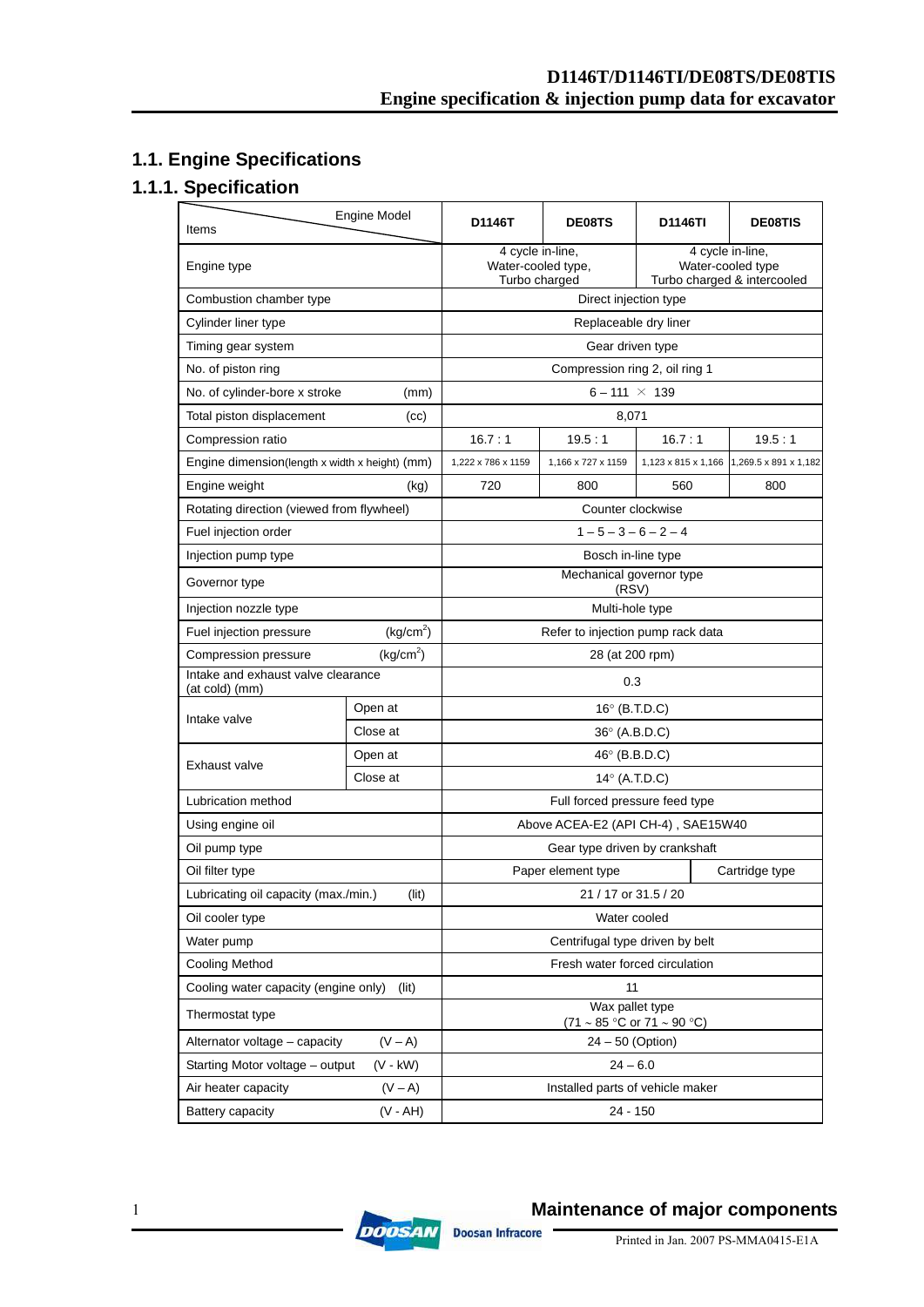## 1.1. Engine Specifications

### 1.1.1. Specification

| Items \ Engine Model | | D1146T | DE08TS | D1146TI | DE08TIS |
|---|---|---|---|---|---|
| Engine type | | 4 cycle in-line, Water-cooled type, Turbo charged | | 4 cycle in-line, Water-cooled type Turbo charged & intercooled | |
| Combustion chamber type | | Direct injection type | | | |
| Cylinder liner type | | Replaceable dry liner | | | |
| Timing gear system | | Gear driven type | | | |
| No. of piston ring | | Compression ring 2, oil ring 1 | | | |
| No. of cylinder-bore x stroke (mm) | | 6 – 111 × 139 | | | |
| Total piston displacement (cc) | | 8,071 | | | |
| Compression ratio | | 16.7 : 1 | 19.5 : 1 | 16.7 : 1 | 19.5 : 1 |
| Engine dimension(length x width x height) (mm) | | 1,222 x 786 x 1159 | 1,166 x 727 x 1159 | 1,123 x 815 x 1,166 | 1,269.5 x 891 x 1,182 |
| Engine weight (kg) | | 720 | 800 | 560 | 800 |
| Rotating direction (viewed from flywheel) | | Counter clockwise | | | |
| Fuel injection order | | 1 – 5 – 3 – 6 – 2 – 4 | | | |
| Injection pump type | | Bosch in-line type | | | |
| Governor type | | Mechanical governor type (RSV) | | | |
| Injection nozzle type | | Multi-hole type | | | |
| Fuel injection pressure ($kg/cm^2$) | | Refer to injection pump rack data | | | |
| Compression pressure ($kg/cm^2$) | | 28 (at 200 rpm) | | | |
| Intake and exhaust valve clearance (at cold) (mm) | | 0.3 | | | |
| Intake valve | Open at | 16° (B.T.D.C) | | | |
| | Close at | 36° (A.B.D.C) | | | |
| Exhaust valve | Open at | 46° (B.B.D.C) | | | |
| | Close at | 14° (A.T.D.C) | | | |
| Lubrication method | | Full forced pressure feed type | | | |
| Using engine oil | | Above ACEA-E2 (API CH-4) , SAE15W40 | | | |
| Oil pump type | | Gear type driven by crankshaft | | | |
| Oil filter type | | Paper element type | | | Cartridge type |
| Lubricating oil capacity (max./min.) (lit) | | 21 / 17 or 31.5 / 20 | | | |
| Oil cooler type | | Water cooled | | | |
| Water pump | | Centrifugal type driven by belt | | | |
| Cooling Method | | Fresh water forced circulation | | | |
| Cooling water capacity (engine only) (lit) | | 11 | | | |
| Thermostat type | | Wax pallet type (71 ~ 85 °C or 71 ~ 90 °C) | | | |
| Alternator voltage – capacity (V – A) | | 24 – 50 (Option) | | | |
| Starting Motor voltage – output (V - kW) | | 24 – 6.0 | | | |
| Air heater capacity (V – A) | | Installed parts of vehicle maker | | | |
| Battery capacity (V - AH) | | 24 - 150 | | | |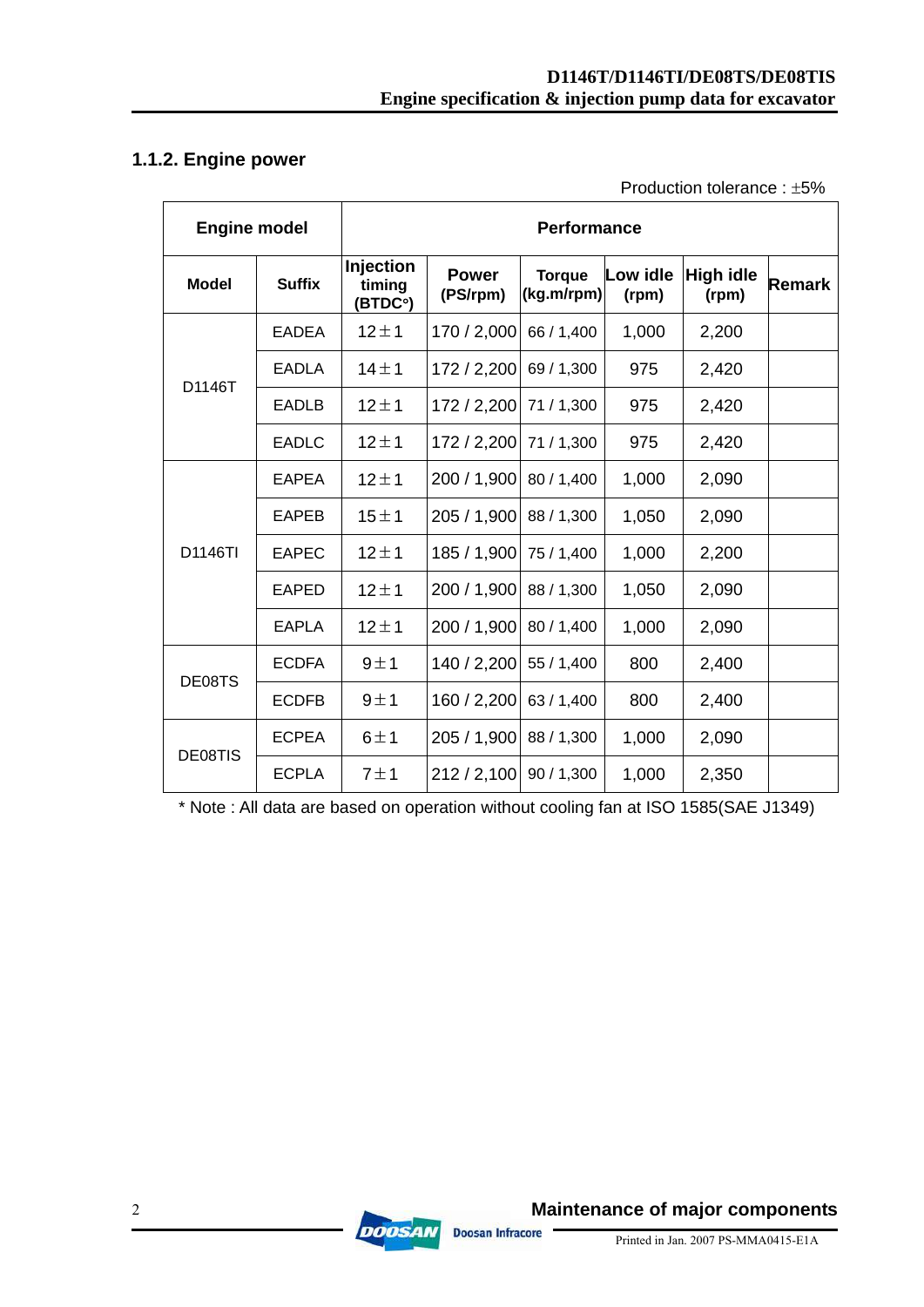## 1.1.2. Engine power

Production tolerance : ±5%

| Engine model | | Performance | | | | | |
|---|---|---|---|---|---|---|---|
| Model | Suffix | Injection timing (BTDC°) | Power (PS/rpm) | Torque (kg.m/rpm) | Low idle (rpm) | High idle (rpm) | Remark |
| D1146T | EADEA | 12±1 | 170 / 2,000 | 66 / 1,400 | 1,000 | 2,200 | |
| | EADLA | 14±1 | 172 / 2,200 | 69 / 1,300 | 975 | 2,420 | |
| | EADLB | 12±1 | 172 / 2,200 | 71 / 1,300 | 975 | 2,420 | |
| | EADLC | 12±1 | 172 / 2,200 | 71 / 1,300 | 975 | 2,420 | |
| D1146TI | EAPEA | 12±1 | 200 / 1,900 | 80 / 1,400 | 1,000 | 2,090 | |
| | EAPEB | 15±1 | 205 / 1,900 | 88 / 1,300 | 1,050 | 2,090 | |
| | EAPEC | 12±1 | 185 / 1,900 | 75 / 1,400 | 1,000 | 2,200 | |
| | EAPED | 12±1 | 200 / 1,900 | 88 / 1,300 | 1,050 | 2,090 | |
| | EAPLA | 12±1 | 200 / 1,900 | 80 / 1,400 | 1,000 | 2,090 | |
| DE08TS | ECDFA | 9±1 | 140 / 2,200 | 55 / 1,400 | 800 | 2,400 | |
| | ECDFB | 9±1 | 160 / 2,200 | 63 / 1,400 | 800 | 2,400 | |
| DE08TIS | ECPEA | 6±1 | 205 / 1,900 | 88 / 1,300 | 1,000 | 2,090 | |
| | ECPLA | 7±1 | 212 / 2,100 | 90 / 1,300 | 1,000 | 2,350 | |

* Note : All data are based on operation without cooling fan at ISO 1585(SAE J1349)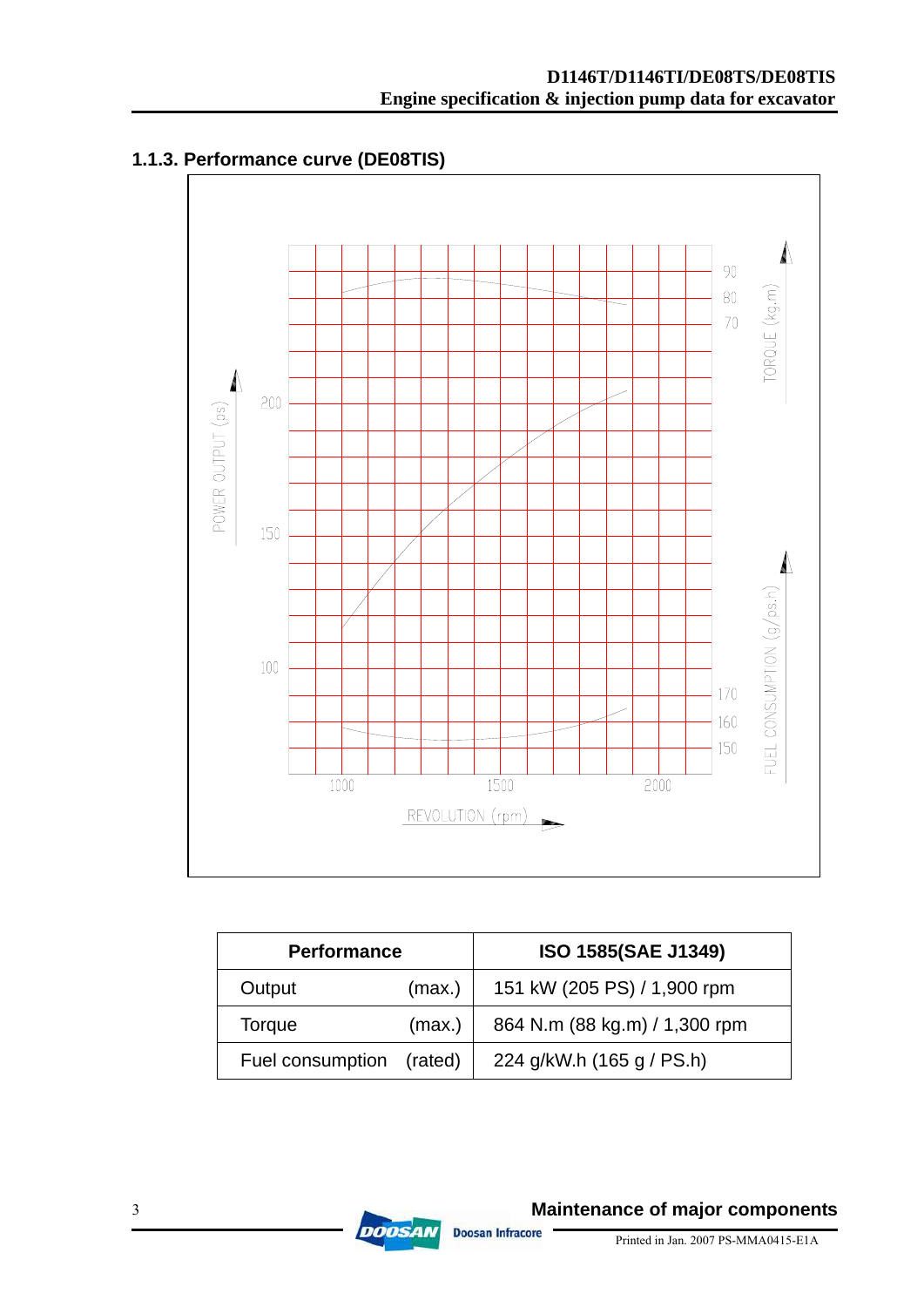### 1.1.3. Performance curve (DE08TIS)

| Performance | | ISO 1585(SAE J1349) |
|---|---|---|
| Output | (max.) | 151 kW (205 PS) / 1,900 rpm |
| Torque | (max.) | 864 N.m (88 kg.m) / 1,300 rpm |
| Fuel consumption | (rated) | 224 g/kW.h (165 g / PS.h) |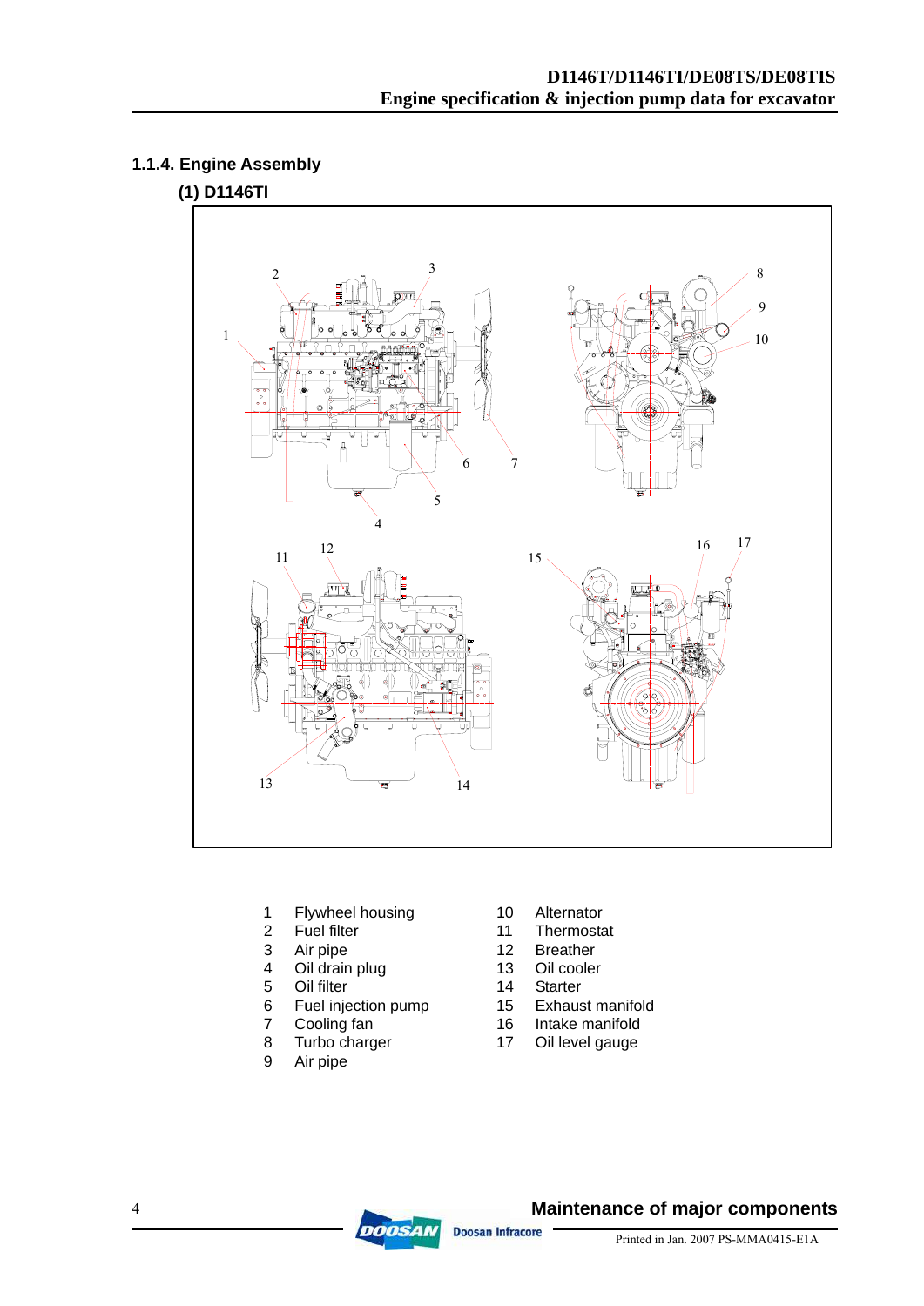### 1.1.4. Engine Assembly

#### (1) D1146TI

1. Flywheel housing
2. Fuel filter
3. Air pipe
4. Oil drain plug
5. Oil filter
6. Fuel injection pump
7. Cooling fan
8. Turbo charger
9. Air pipe
10. Alternator
11. Thermostat
12. Breather
13. Oil cooler
14. Starter
15. Exhaust manifold
16. Intake manifold
17. Oil level gauge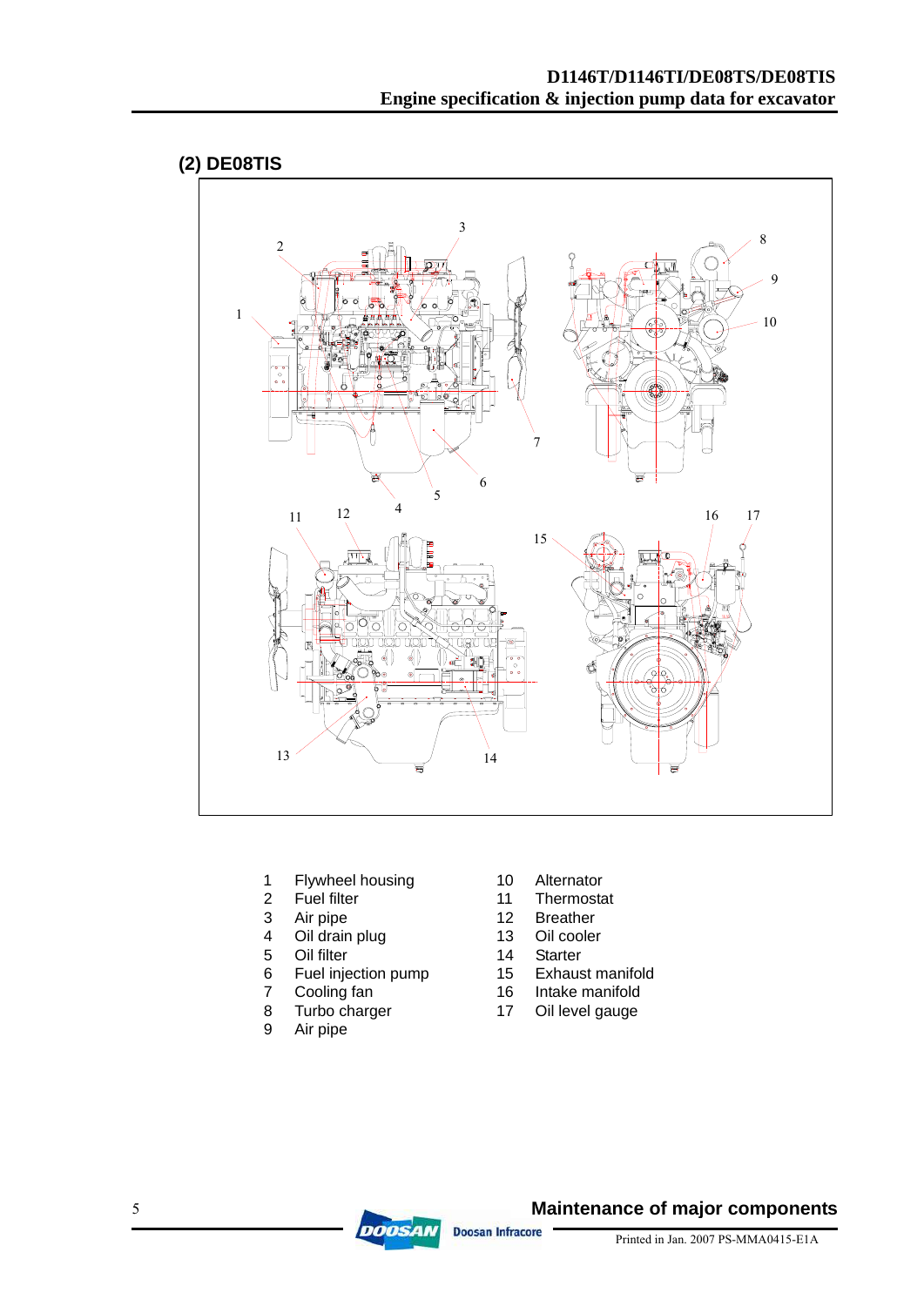## (2) DE08TIS

1 Flywheel housing
2 Fuel filter
3 Air pipe
4 Oil drain plug
5 Oil filter
6 Fuel injection pump
7 Cooling fan
8 Turbo charger
9 Air pipe
10 Alternator
11 Thermostat
12 Breather
13 Oil cooler
14 Starter
15 Exhaust manifold
16 Intake manifold
17 Oil level gauge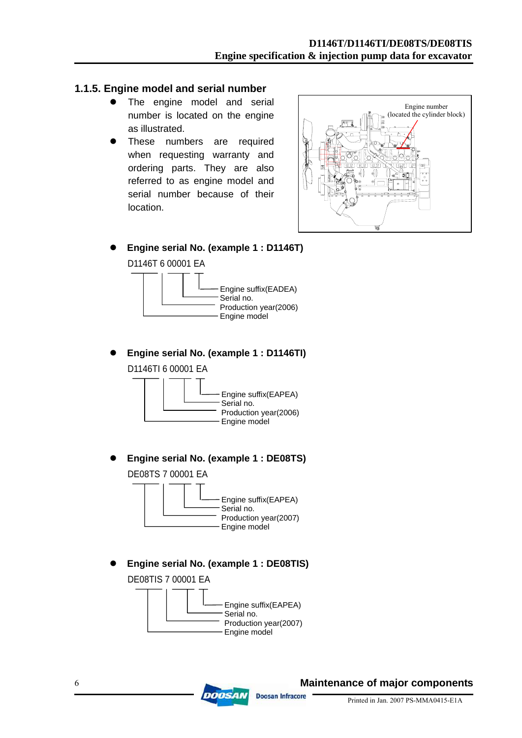### 1.1.5. Engine model and serial number

- The engine model and serial number is located on the engine as illustrated.
- These numbers are required when requesting warranty and ordering parts. They are also referred to as engine model and serial number because of their location.

Engine number
(located the cylinder block)

- **Engine serial No. (example 1 : D1146T)**

D1146T 6 00001 EA

- Engine suffix(EADEA)
- Serial no.
- Production year(2006)
- Engine model

- **Engine serial No. (example 1 : D1146TI)**

D1146TI 6 00001 EA

- Engine suffix(EAPEA)
- Serial no.
- Production year(2006)
- Engine model

- **Engine serial No. (example 1 : DE08TS)**

DE08TS 7 00001 EA

- Engine suffix(EAPEA)
- Serial no.
- Production year(2007)
- Engine model

- **Engine serial No. (example 1 : DE08TIS)**

DE08TIS 7 00001 EA

- Engine suffix(EAPEA)
- Serial no.
- Production year(2007)
- Engine model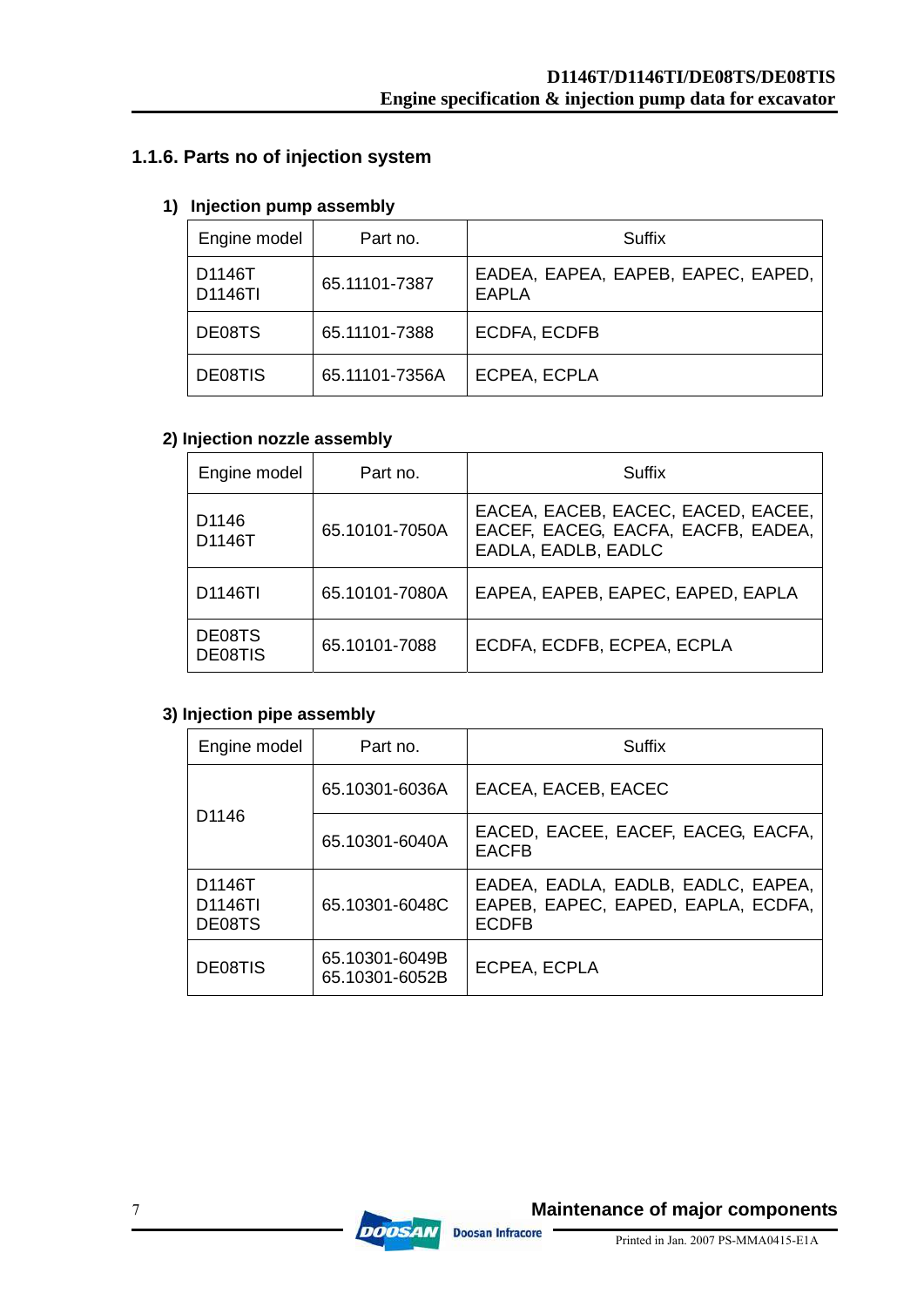### 1.1.6. Parts no of injection system

#### 1) Injection pump assembly

| Engine model | Part no. | Suffix |
|---|---|---|
| D1146T<br>D1146TI | 65.11101-7387 | EADEA, EAPEA, EAPEB, EAPEC, EAPED, EAPLA |
| DE08TS | 65.11101-7388 | ECDFA, ECDFB |
| DE08TIS | 65.11101-7356A | ECPEA, ECPLA |

#### 2) Injection nozzle assembly

| Engine model | Part no. | Suffix |
|---|---|---|
| D1146<br>D1146T | 65.10101-7050A | EACEA, EACEB, EACEC, EACED, EACEE, EACEF, EACEG, EACFA, EACFB, EADEA, EADLA, EADLB, EADLC |
| D1146TI | 65.10101-7080A | EAPEA, EAPEB, EAPEC, EAPED, EAPLA |
| DE08TS<br>DE08TIS | 65.10101-7088 | ECDFA, ECDFB, ECPEA, ECPLA |

#### 3) Injection pipe assembly

| Engine model | Part no. | Suffix |
|---|---|---|
| D1146 | 65.10301-6036A | EACEA, EACEB, EACEC |
| | 65.10301-6040A | EACED, EACEE, EACEF, EACEG, EACFA, EACFB |
| D1146T<br>D1146TI<br>DE08TS | 65.10301-6048C | EADEA, EADLA, EADLB, EADLC, EAPEA, EAPEB, EAPEC, EAPED, EAPLA, ECDFA, ECDFB |
| DE08TIS | 65.10301-6049B<br>65.10301-6052B | ECPEA, ECPLA |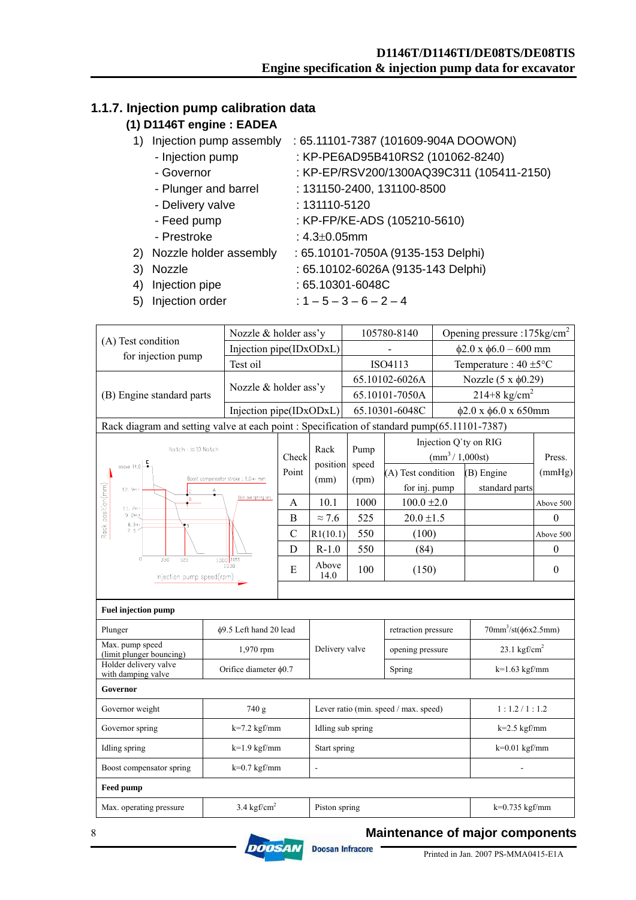## 1.1.7. Injection pump calibration data

### (1) D1146T engine : EADEA

1) Injection pump assembly : 65.11101-7387 (101609-904A DOOWON)
   - Injection pump : KP-PE6AD95B410RS2 (101062-8240)
   - Governor : KP-EP/RSV200/1300AQ39C311 (105411-2150)
   - Plunger and barrel : 131150-2400, 131100-8500
   - Delivery valve : 131110-5120
   - Feed pump : KP-FP/KE-ADS (105210-5610)
   - Prestroke : 4.3±0.05mm
2) Nozzle holder assembly : 65.10101-7050A (9135-153 Delphi)
3) Nozzle : 65.10102-6026A (9135-143 Delphi)
4) Injection pipe : 65.10301-6048C
5) Injection order : 1 – 5 – 3 – 6 – 2 – 4

| | | | |
|---|---|---|---|
| (A) Test condition for injection pump | Nozzle & holder ass'y | 105780-8140 | Opening pressure :175kg/cm$^2$ |
| | Injection pipe(IDxODxL) | - | ϕ2.0 x ϕ6.0 – 600 mm |
| | Test oil | ISO4113 | Temperature : 40 ±5°C |
| (B) Engine standard parts | Nozzle & holder ass'y | 65.10102-6026A | Nozzle (5 x ϕ0.29) |
| | | 65.10101-7050A | 214+8 kg/cm$^2$ |
| | Injection pipe(IDxODxL) | 65.10301-6048C | ϕ2.0 x ϕ6.0 x 650mm |

Rack diagram and setting valve at each point : Specification of standard pump(65.11101-7387)

| Check Point | Rack position (mm) | Pump speed (rpm) | Injection Q'ty on RIG (mm$^3$ / 1,000st) (A) Test condition for inj. pump | Injection Q'ty on RIG (mm$^3$ / 1,000st) (B) Engine standard parts | Press. (mmHg) |
|---|---|---|---|---|---|
| A | 10.1 | 1000 | 100.0 ±2.0 | | Above 500 |
| B | ≈ 7.6 | 525 | 20.0 ±1.5 | | 0 |
| C | R1(10.1) | 550 | (100) | | Above 500 |
| D | R-1.0 | 550 | (84) | | 0 |
| E | Above 14.0 | 100 | (150) | | 0 |

| Fuel injection pump | | | | |
|---|---|---|---|---|
| Plunger | ϕ9.5 Left hand 20 lead | Delivery valve | retraction pressure | 70mm$^3$/st(ϕ6x2.5mm) |
| Max. pump speed (limit plunger bouncing) | 1,970 rpm | | opening pressure | 23.1 kgf/cm$^2$ |
| Holder delivery valve with damping valve | Orifice diameter ϕ0.7 | | Spring | k=1.63 kgf/mm |
| **Governor** | | | | |
| Governor weight | 740 g | Lever ratio (min. speed / max. speed) | | 1 : 1.2 / 1 : 1.2 |
| Governor spring | k=7.2 kgf/mm | Idling sub spring | | k=2.5 kgf/mm |
| Idling spring | k=1.9 kgf/mm | Start spring | | k=0.01 kgf/mm |
| Boost compensator spring | k=0.7 kgf/mm | - | | - |
| **Feed pump** | | | | |
| Max. operating pressure | 3.4 kgf/cm$^2$ | Piston spring | | k=0.735 kgf/mm |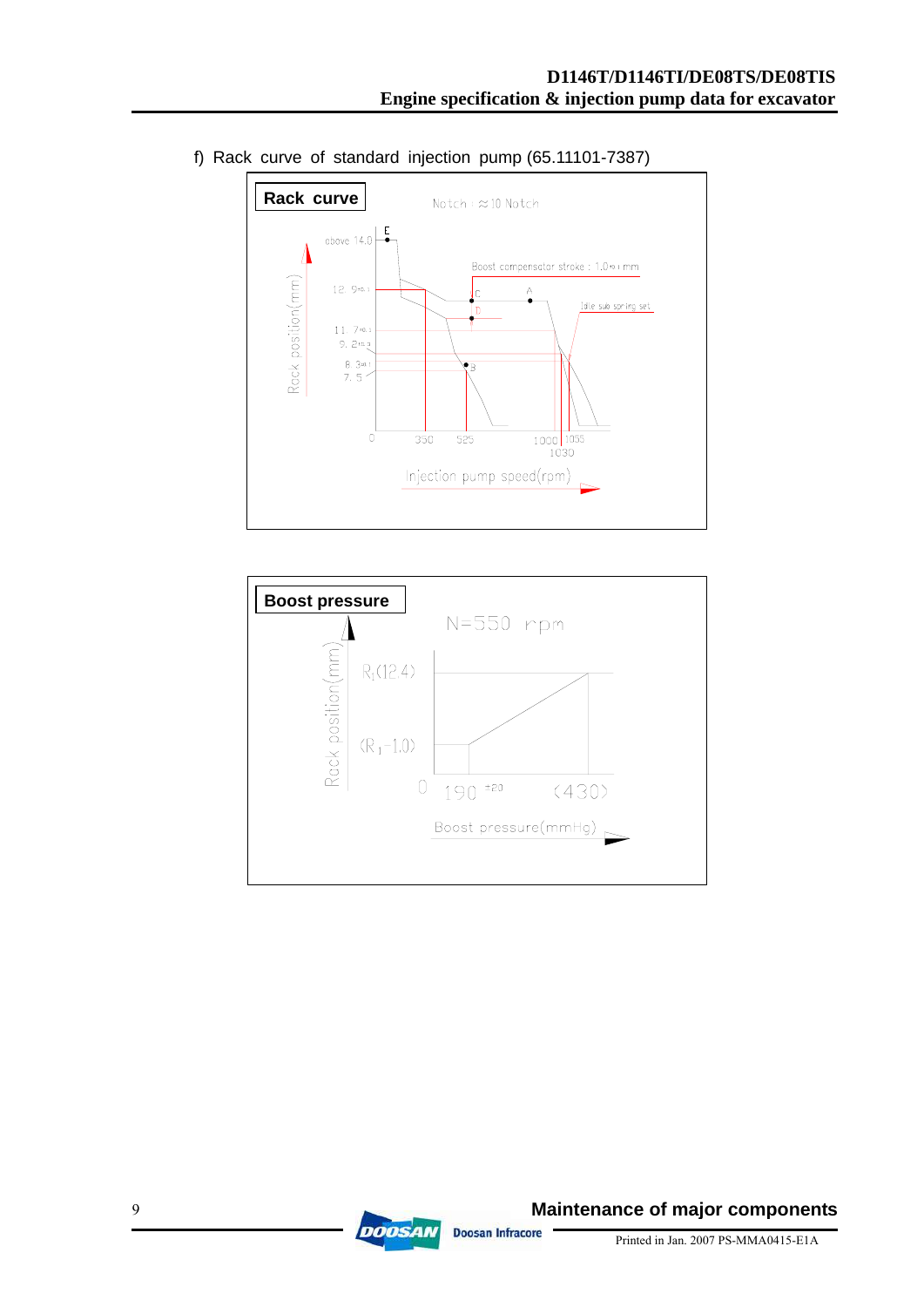f) Rack curve of standard injection pump (65.11101-7387)

**Rack curve**

Notch : ≈10 Notch

Boost compensator stroke : 1.0±0.1 mm

Idle sub spring set

Rack position(mm): above 14.0, 12.9±0.1, 11.7±0.1, 9.2±0.2, 8.3±0.1, 7.5, 0

Points: E, C, D, A, B

Injection pump speed(rpm): 0, 350, 525, 1000, 1030, 1055

**Boost pressure**

N=550 rpm

Rack position(mm): $R_1$(12.4), ($R_1$−1.0), 0

Boost pressure(mmHg): 190 +20, (430)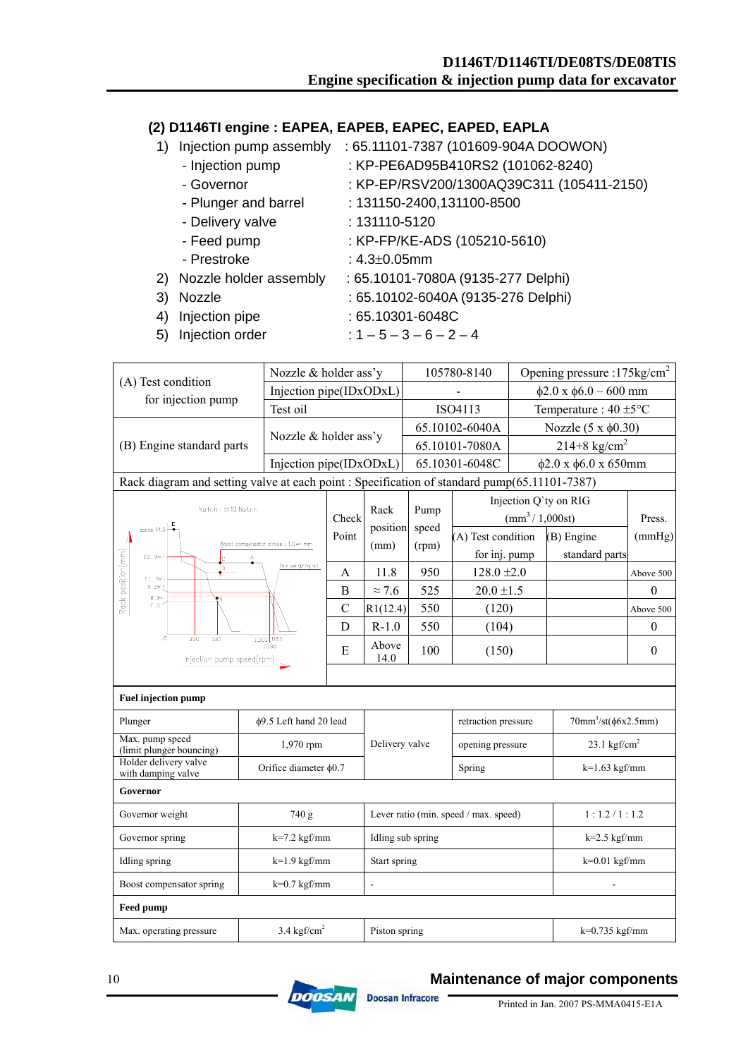## (2) D1146TI engine : EAPEA, EAPEB, EAPEC, EAPED, EAPLA

1) Injection pump assembly : 65.11101-7387 (101609-904A DOOWON)
   - Injection pump : KP-PE6AD95B410RS2 (101062-8240)
   - Governor : KP-EP/RSV200/1300AQ39C311 (105411-2150)
   - Plunger and barrel : 131150-2400,131100-8500
   - Delivery valve : 131110-5120
   - Feed pump : KP-FP/KE-ADS (105210-5610)
   - Prestroke : 4.3±0.05mm
2) Nozzle holder assembly : 65.10101-7080A (9135-277 Delphi)
3) Nozzle : 65.10102-6040A (9135-276 Delphi)
4) Injection pipe : 65.10301-6048C
5) Injection order : 1 – 5 – 3 – 6 – 2 – 4

| | | | |
|---|---|---|---|
| (A) Test condition for injection pump | Nozzle & holder ass'y | 105780-8140 | Opening pressure :175kg/cm$^2$ |
| | Injection pipe(IDxODxL) | - | ϕ2.0 x ϕ6.0 – 600 mm |
| | Test oil | ISO4113 | Temperature : 40 ±5°C |
| (B) Engine standard parts | Nozzle & holder ass'y | 65.10102-6040A | Nozzle (5 x ϕ0.30) |
| | | 65.10101-7080A | 214+8 kg/cm$^2$ |
| | Injection pipe(IDxODxL) | 65.10301-6048C | ϕ2.0 x ϕ6.0 x 650mm |

Rack diagram and setting valve at each point : Specification of standard pump(65.11101-7387)

| Check Point | Rack position (mm) | Pump speed (rpm) | Injection Q'ty on RIG (mm$^3$ / 1,000st) (A) Test condition for inj. pump | Injection Q'ty on RIG (mm$^3$ / 1,000st) (B) Engine standard parts | Press. (mmHg) |
|---|---|---|---|---|---|
| A | 11.8 | 950 | 128.0 ±2.0 | | Above 500 |
| B | ≈ 7.6 | 525 | 20.0 ±1.5 | | 0 |
| C | R1(12.4) | 550 | (120) | | Above 500 |
| D | R-1.0 | 550 | (104) | | 0 |
| E | Above 14.0 | 100 | (150) | | 0 |

**Fuel injection pump**

| | | | | |
|---|---|---|---|---|
| Plunger | ϕ9.5 Left hand 20 lead | Delivery valve | retraction pressure | 70mm$^3$/st(ϕ6x2.5mm) |
| Max. pump speed (limit plunger bouncing) | 1,970 rpm | | opening pressure | 23.1 kgf/cm$^2$ |
| Holder delivery valve with damping valve | Orifice diameter ϕ0.7 | | Spring | k=1.63 kgf/mm |

**Governor**

| | | | |
|---|---|---|---|
| Governor weight | 740 g | Lever ratio (min. speed / max. speed) | 1 : 1.2 / 1 : 1.2 |
| Governor spring | k=7.2 kgf/mm | Idling sub spring | k=2.5 kgf/mm |
| Idling spring | k=1.9 kgf/mm | Start spring | k=0.01 kgf/mm |
| Boost compensator spring | k=0.7 kgf/mm | - | - |

**Feed pump**

| | | | |
|---|---|---|---|
| Max. operating pressure | 3.4 kgf/cm$^2$ | Piston spring | k=0.735 kgf/mm |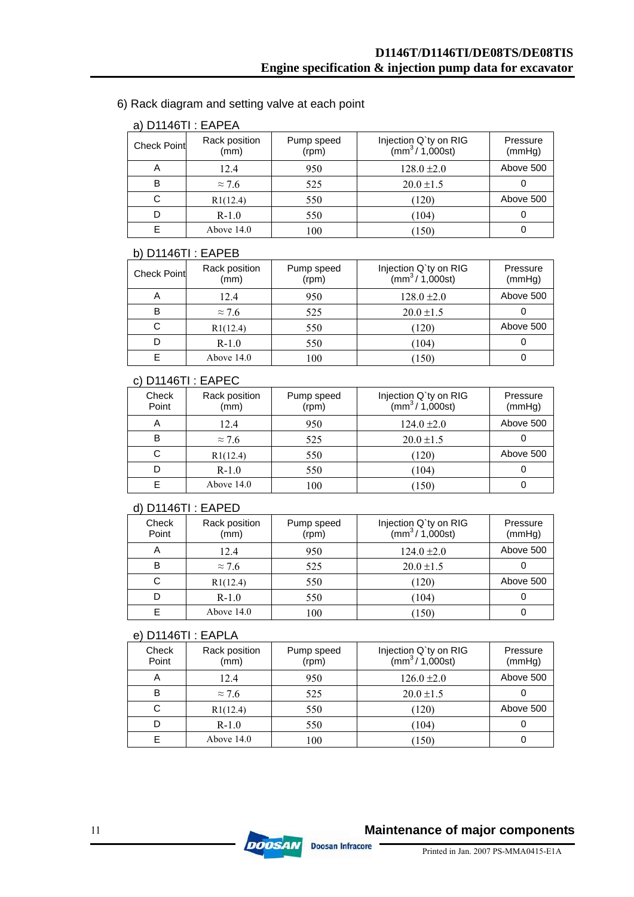6) Rack diagram and setting valve at each point

a) D1146TI : EAPEA

| Check Point | Rack position (mm) | Pump speed (rpm) | Injection Q`ty on RIG ($mm^3$ / 1,000st) | Pressure (mmHg) |
|---|---|---|---|---|
| A | 12.4 | 950 | 128.0 ±2.0 | Above 500 |
| B | ≈ 7.6 | 525 | 20.0 ±1.5 | 0 |
| C | R1(12.4) | 550 | (120) | Above 500 |
| D | R-1.0 | 550 | (104) | 0 |
| E | Above 14.0 | 100 | (150) | 0 |

b) D1146TI : EAPEB

| Check Point | Rack position (mm) | Pump speed (rpm) | Injection Q`ty on RIG ($mm^3$ / 1,000st) | Pressure (mmHg) |
|---|---|---|---|---|
| A | 12.4 | 950 | 128.0 ±2.0 | Above 500 |
| B | ≈ 7.6 | 525 | 20.0 ±1.5 | 0 |
| C | R1(12.4) | 550 | (120) | Above 500 |
| D | R-1.0 | 550 | (104) | 0 |
| E | Above 14.0 | 100 | (150) | 0 |

c) D1146TI : EAPEC

| Check Point | Rack position (mm) | Pump speed (rpm) | Injection Q`ty on RIG ($mm^3$ / 1,000st) | Pressure (mmHg) |
|---|---|---|---|---|
| A | 12.4 | 950 | 124.0 ±2.0 | Above 500 |
| B | ≈ 7.6 | 525 | 20.0 ±1.5 | 0 |
| C | R1(12.4) | 550 | (120) | Above 500 |
| D | R-1.0 | 550 | (104) | 0 |
| E | Above 14.0 | 100 | (150) | 0 |

d) D1146TI : EAPED

| Check Point | Rack position (mm) | Pump speed (rpm) | Injection Q`ty on RIG ($mm^3$ / 1,000st) | Pressure (mmHg) |
|---|---|---|---|---|
| A | 12.4 | 950 | 124.0 ±2.0 | Above 500 |
| B | ≈ 7.6 | 525 | 20.0 ±1.5 | 0 |
| C | R1(12.4) | 550 | (120) | Above 500 |
| D | R-1.0 | 550 | (104) | 0 |
| E | Above 14.0 | 100 | (150) | 0 |

e) D1146TI : EAPLA

| Check Point | Rack position (mm) | Pump speed (rpm) | Injection Q`ty on RIG ($mm^3$ / 1,000st) | Pressure (mmHg) |
|---|---|---|---|---|
| A | 12.4 | 950 | 126.0 ±2.0 | Above 500 |
| B | ≈ 7.6 | 525 | 20.0 ±1.5 | 0 |
| C | R1(12.4) | 550 | (120) | Above 500 |
| D | R-1.0 | 550 | (104) | 0 |
| E | Above 14.0 | 100 | (150) | 0 |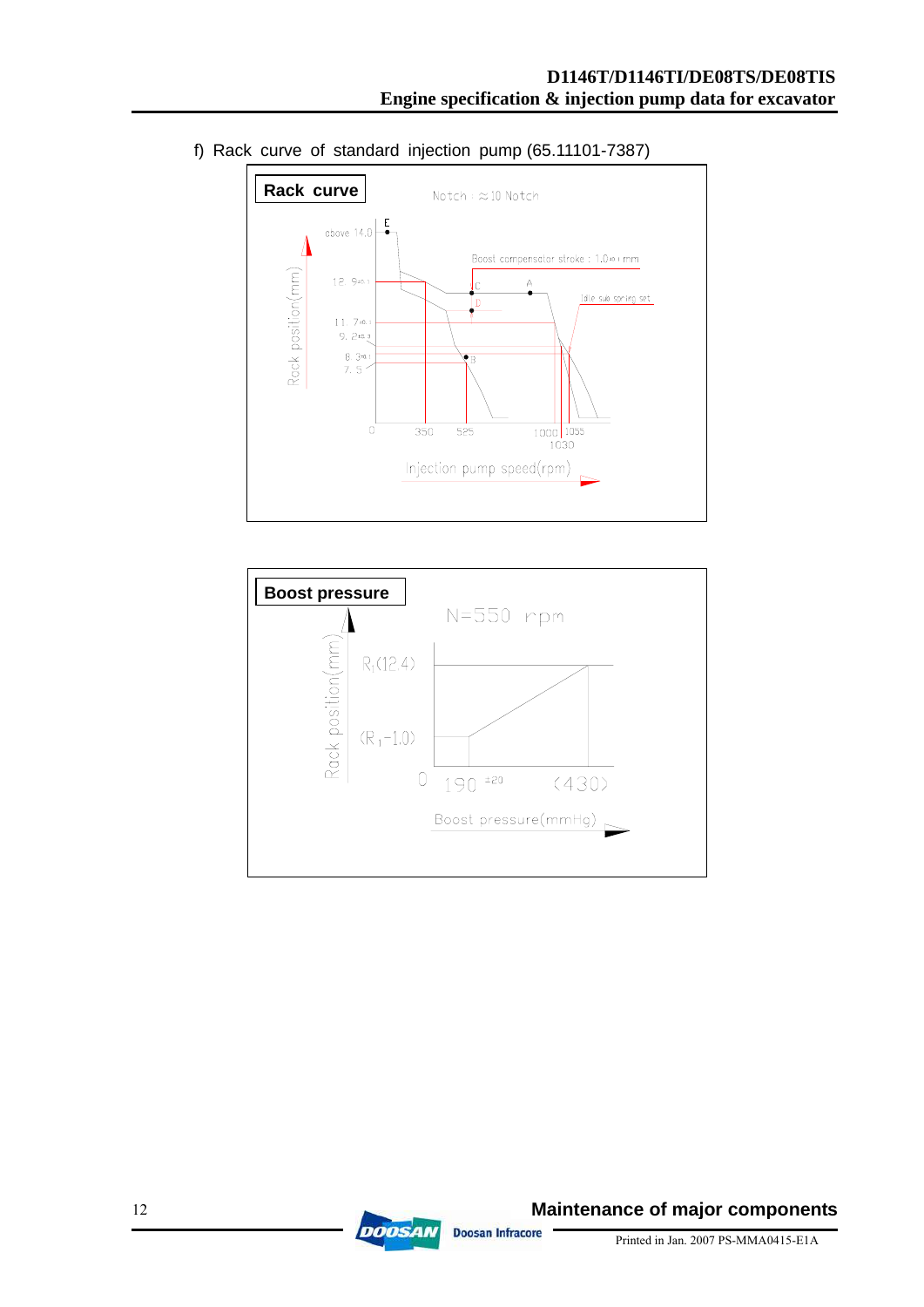f) Rack curve of standard injection pump (65.11101-7387)

**Rack curve**

Notch : ≈10 Notch

above 14.0

E

Boost compensator stroke : 1.0±0.1 mm

12.9±0.1

C

A

D

Idle sub spring set

11.7±0.1

9.2±0.3

8.3±0.1

7.5

B

0

350

525

1000

1055

1030

Rack position(mm)

Injection pump speed(rpm)

**Boost pressure**

N=550 rpm

$R_1$(12.4)

($R_1$-1.0)

0

190 ±20

(430)

Rack position(mm)

Boost pressure(mmHg)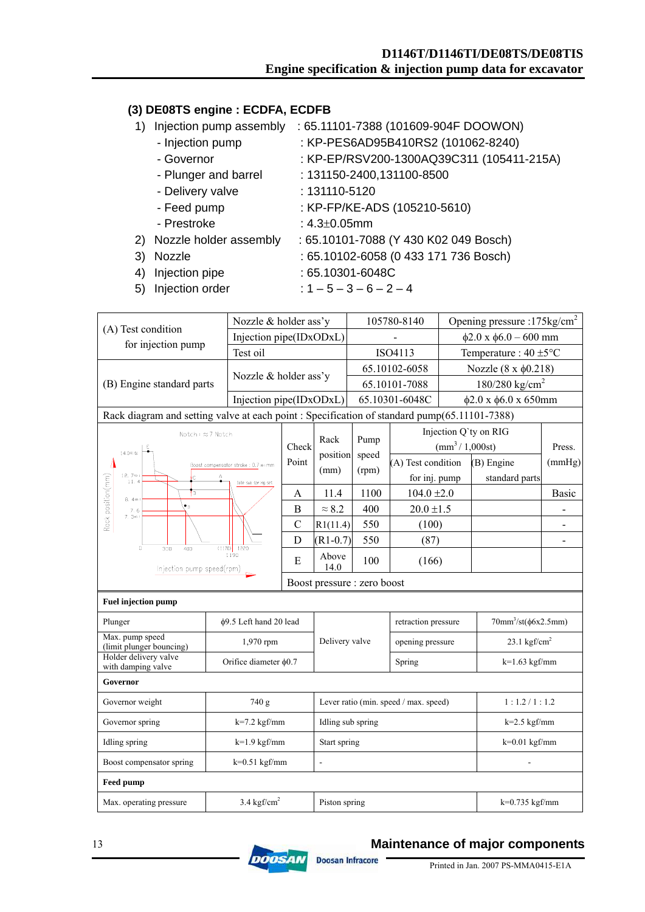### (3) DE08TS engine : ECDFA, ECDFB

1) Injection pump assembly : 65.11101-7388 (101609-904F DOOWON)
   - Injection pump : KP-PES6AD95B410RS2 (101062-8240)
   - Governor : KP-EP/RSV200-1300AQ39C311 (105411-215A)
   - Plunger and barrel : 131150-2400,131100-8500
   - Delivery valve : 131110-5120
   - Feed pump : KP-FP/KE-ADS (105210-5610)
   - Prestroke : 4.3±0.05mm
2) Nozzle holder assembly : 65.10101-7088 (Y 430 K02 049 Bosch)
3) Nozzle : 65.10102-6058 (0 433 171 736 Bosch)
4) Injection pipe : 65.10301-6048C
5) Injection order : 1 – 5 – 3 – 6 – 2 – 4

| | | | |
|---|---|---|---|
| (A) Test condition for injection pump | Nozzle & holder ass'y | 105780-8140 | Opening pressure :175kg/cm$^2$ |
| | Injection pipe(IDxODxL) | - | ϕ2.0 x ϕ6.0 – 600 mm |
| | Test oil | ISO4113 | Temperature : 40 ±5°C |
| (B) Engine standard parts | Nozzle & holder ass'y | 65.10102-6058 | Nozzle (8 x ϕ0.218) |
| | | 65.10101-7088 | 180/280 kg/cm$^2$ |
| | Injection pipe(IDxODxL) | 65.10301-6048C | ϕ2.0 x ϕ6.0 x 650mm |

Rack diagram and setting valve at each point : Specification of standard pump(65.11101-7388)

| Check Point | Rack position (mm) | Pump speed (rpm) | Injection Q'ty on RIG (mm$^3$ / 1,000st) (A) Test condition for inj. pump | (B) Engine standard parts | Press. (mmHg) |
|---|---|---|---|---|---|
| A | 11.4 | 1100 | 104.0 ±2.0 | | Basic |
| B | ≈ 8.2 | 400 | 20.0 ±1.5 | | - |
| C | R1(11.4) | 550 | (100) | | - |
| D | (R1-0.7) | 550 | (87) | | - |
| E | Above 14.0 | 100 | (166) | | |

Boost pressure : zero boost

| Fuel injection pump | | | | |
|---|---|---|---|---|
| Plunger | ϕ9.5 Left hand 20 lead | Delivery valve | retraction pressure | 70mm$^3$/st(ϕ6x2.5mm) |
| Max. pump speed (limit plunger bouncing) | 1,970 rpm | | opening pressure | 23.1 kgf/cm$^2$ |
| Holder delivery valve with damping valve | Orifice diameter ϕ0.7 | | Spring | k=1.63 kgf/mm |

| Governor | | | |
|---|---|---|---|
| Governor weight | 740 g | Lever ratio (min. speed / max. speed) | 1 : 1.2 / 1 : 1.2 |
| Governor spring | k=7.2 kgf/mm | Idling sub spring | k=2.5 kgf/mm |
| Idling spring | k=1.9 kgf/mm | Start spring | k=0.01 kgf/mm |
| Boost compensator spring | k=0.51 kgf/mm | - | - |

| Feed pump | | | |
|---|---|---|---|
| Max. operating pressure | 3.4 kgf/cm$^2$ | Piston spring | k=0.735 kgf/mm |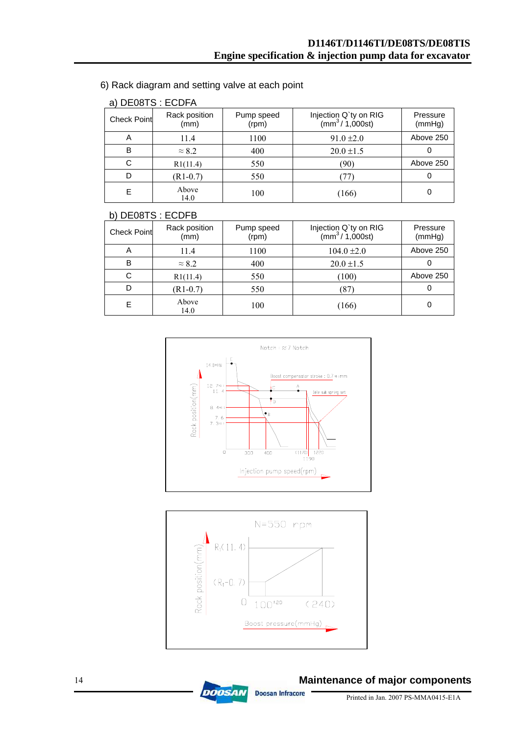## 6) Rack diagram and setting valve at each point

### a) DE08TS : ECDFA

| Check Point | Rack position (mm) | Pump speed (rpm) | Injection Q`ty on RIG ($mm^3$ / 1,000st) | Pressure (mmHg) |
|---|---|---|---|---|
| A | 11.4 | 1100 | 91.0 ±2.0 | Above 250 |
| B | ≈ 8.2 | 400 | 20.0 ±1.5 | 0 |
| C | R1(11.4) | 550 | (90) | Above 250 |
| D | (R1-0.7) | 550 | (77) | 0 |
| E | Above 14.0 | 100 | (166) | 0 |

### b) DE08TS : ECDFB

| Check Point | Rack position (mm) | Pump speed (rpm) | Injection Q`ty on RIG ($mm^3$ / 1,000st) | Pressure (mmHg) |
|---|---|---|---|---|
| A | 11.4 | 1100 | 104.0 ±2.0 | Above 250 |
| B | ≈ 8.2 | 400 | 20.0 ±1.5 | 0 |
| C | R1(11.4) | 550 | (100) | Above 250 |
| D | (R1-0.7) | 550 | (87) | 0 |
| E | Above 14.0 | 100 | (166) | 0 |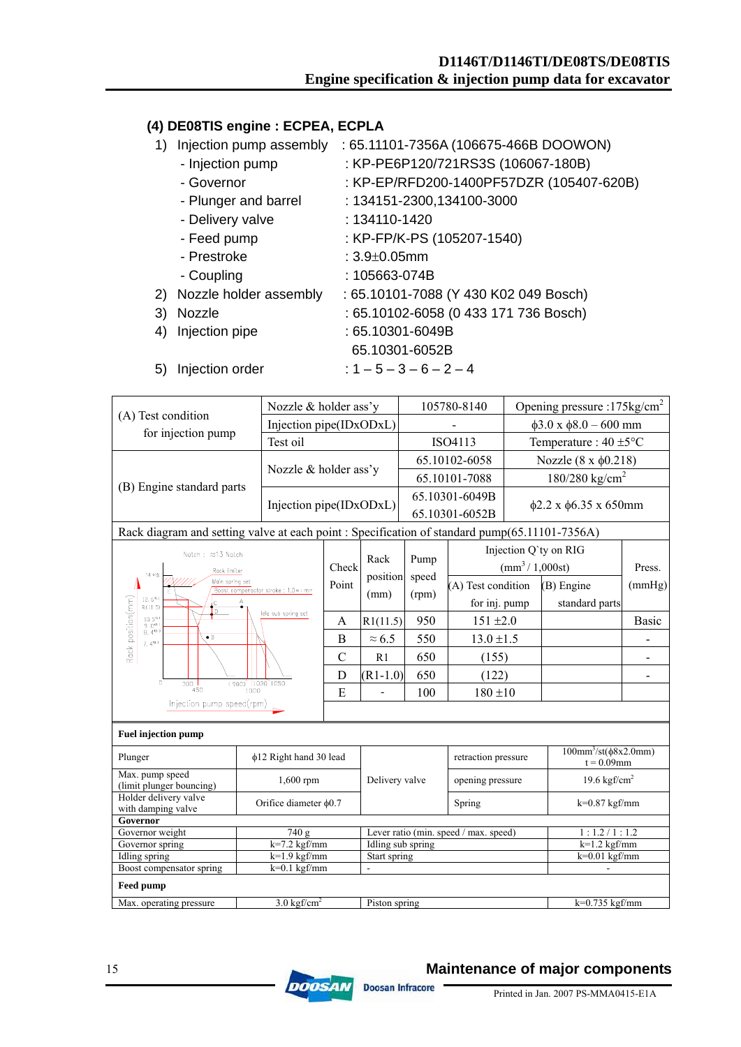### (4) DE08TIS engine : ECPEA, ECPLA

1) Injection pump assembly : 65.11101-7356A (106675-466B DOOWON)
   - Injection pump : KP-PE6P120/721RS3S (106067-180B)
   - Governor : KP-EP/RFD200-1400PF57DZR (105407-620B)
   - Plunger and barrel : 134151-2300,134100-3000
   - Delivery valve : 134110-1420
   - Feed pump : KP-FP/K-PS (105207-1540)
   - Prestroke : 3.9±0.05mm
   - Coupling : 105663-074B
2) Nozzle holder assembly : 65.10101-7088 (Y 430 K02 049 Bosch)
3) Nozzle : 65.10102-6058 (0 433 171 736 Bosch)
4) Injection pipe : 65.10301-6049B
   65.10301-6052B
5) Injection order : 1 – 5 – 3 – 6 – 2 – 4

| | | | |
|---|---|---|---|
| (A) Test condition for injection pump | Nozzle & holder ass'y | 105780-8140 | Opening pressure :175kg/cm² |
| | Injection pipe(IDxODxL) | - | ϕ3.0 x ϕ8.0 – 600 mm |
| | Test oil | ISO4113 | Temperature : 40 ±5°C |
| (B) Engine standard parts | Nozzle & holder ass'y | 65.10102-6058 | Nozzle (8 x ϕ0.218) |
| | | 65.10101-7088 | 180/280 kg/cm² |
| | Injection pipe(IDxODxL) | 65.10301-6049B<br>65.10301-6052B | ϕ2.2 x ϕ6.35 x 650mm |

Rack diagram and setting valve at each point : Specification of standard pump(65.11101-7356A)

| Check Point | Rack position (mm) | Pump speed (rpm) | Injection Q'ty on RIG (mm³ / 1,000st) (A) Test condition for inj. pump | Injection Q'ty on RIG (mm³ / 1,000st) (B) Engine standard parts | Press. (mmHg) |
|---|---|---|---|---|---|
| A | R1(11.5) | 950 | 151 ±2.0 | | Basic |
| B | ≈ 6.5 | 550 | 13.0 ±1.5 | | - |
| C | R1 | 650 | (155) | | - |
| D | (R1-1.0) | 650 | (122) | | - |
| E | - | 100 | 180 ±10 | | |

**Fuel injection pump**

| | | | | |
|---|---|---|---|---|
| Plunger | ϕ12 Right hand 30 lead | Delivery valve | retraction pressure | 100mm³/st(ϕ8x2.0mm) t = 0.09mm |
| Max. pump speed (limit plunger bouncing) | 1,600 rpm | | opening pressure | 19.6 kgf/cm² |
| Holder delivery valve with damping valve | Orifice diameter ϕ0.7 | | Spring | k=0.87 kgf/mm |

**Governor**

| | | | |
|---|---|---|---|
| Governor weight | 740 g | Lever ratio (min. speed / max. speed) | 1 : 1.2 / 1 : 1.2 |
| Governor spring | k=7.2 kgf/mm | Idling sub spring | k=1.2 kgf/mm |
| Idling spring | k=1.9 kgf/mm | Start spring | k=0.01 kgf/mm |
| Boost compensator spring | k=0.1 kgf/mm | - | - |

**Feed pump**

| | | | |
|---|---|---|---|
| Max. operating pressure | 3.0 kgf/cm² | Piston spring | k=0.735 kgf/mm |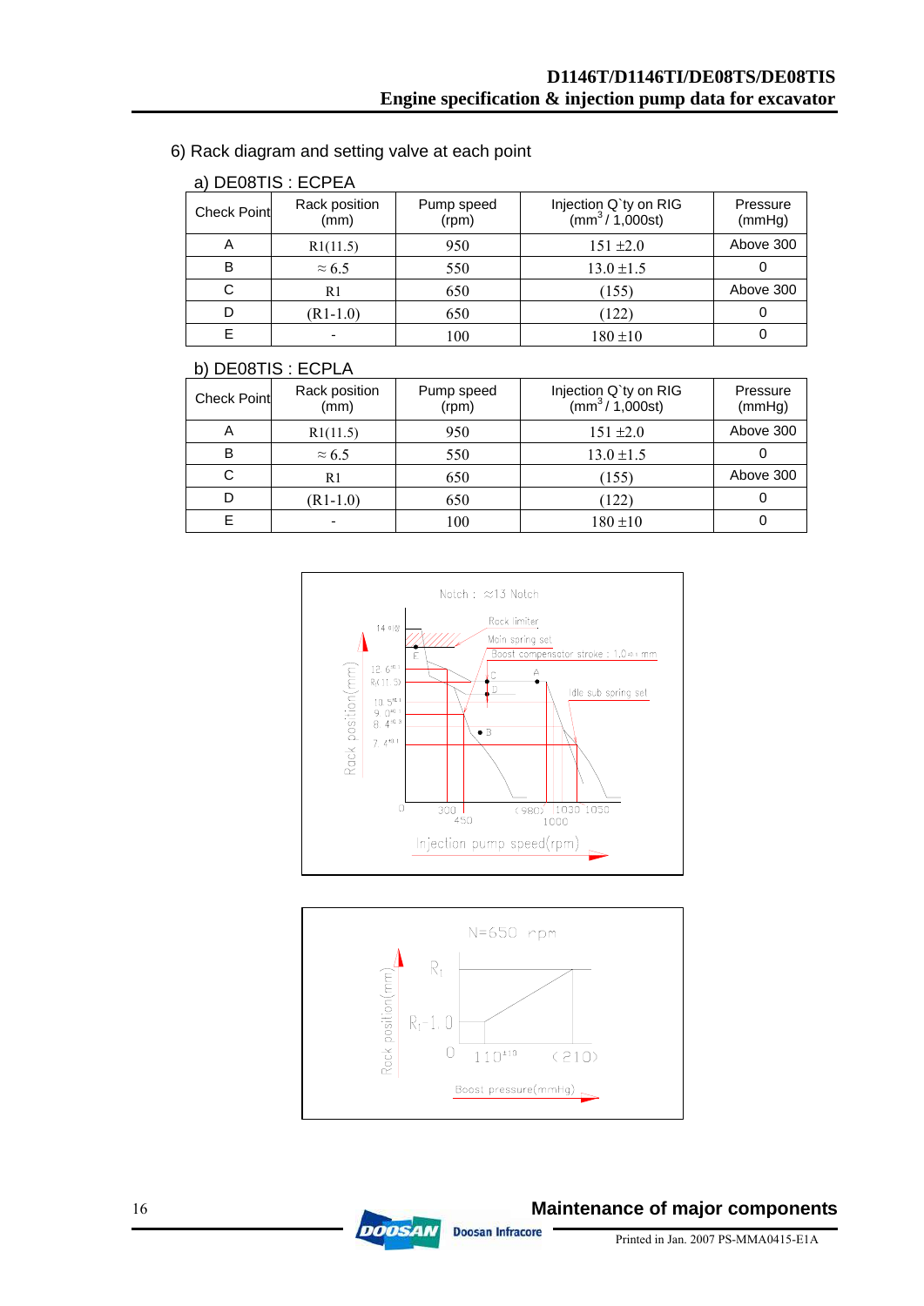6) Rack diagram and setting valve at each point

a) DE08TIS : ECPEA

| Check Point | Rack position (mm) | Pump speed (rpm) | Injection Q`ty on RIG ($mm^3$ / 1,000st) | Pressure (mmHg) |
|---|---|---|---|---|
| A | R1(11.5) | 950 | 151 ±2.0 | Above 300 |
| B | ≈ 6.5 | 550 | 13.0 ±1.5 | 0 |
| C | R1 | 650 | (155) | Above 300 |
| D | (R1-1.0) | 650 | (122) | 0 |
| E | - | 100 | 180 ±10 | 0 |

b) DE08TIS : ECPLA

| Check Point | Rack position (mm) | Pump speed (rpm) | Injection Q`ty on RIG ($mm^3$ / 1,000st) | Pressure (mmHg) |
|---|---|---|---|---|
| A | R1(11.5) | 950 | 151 ±2.0 | Above 300 |
| B | ≈ 6.5 | 550 | 13.0 ±1.5 | 0 |
| C | R1 | 650 | (155) | Above 300 |
| D | (R1-1.0) | 650 | (122) | 0 |
| E | - | 100 | 180 ±10 | 0 |

Notch : ≈13 Notch
Rack limiter
Main spring set
Boost compensator stroke : 1.0±0.1 mm
Idle sub spring set
14
12.6
R(11.5)
10.5
9.0
8.4
7.4
Rack position(mm)
0
300
450
(980)
1000
1030
1050
E
C
D
A
B
Injection pump speed(rpm)

N=650 rpm
$R_1$
$R_1-1.0$
0
$110^{\pm10}$
(210)
Rack position(mm)
Boost pressure(mmHg)